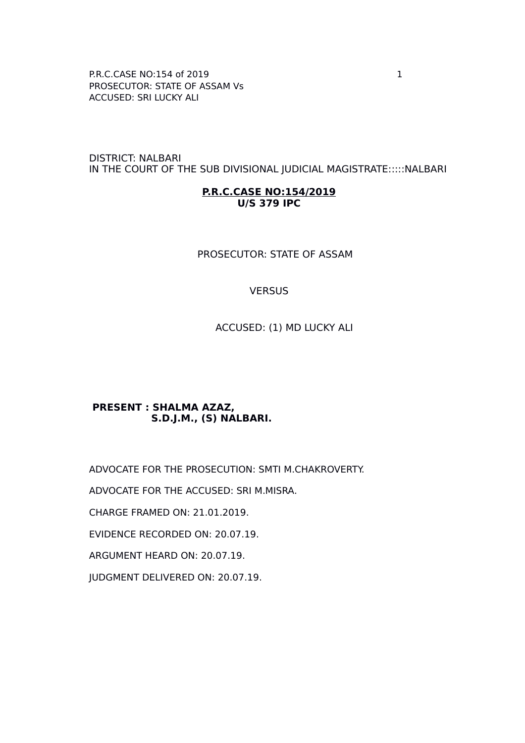DISTRICT: NALBARI
IN THE COURT OF THE SUB DIVISIONAL JUDICIAL MAGISTRATE:::::NALBARI

**P.R.C.CASE NO:154/2019**
**U/S 379 IPC**

PROSECUTOR: STATE OF ASSAM

VERSUS

ACCUSED: (1) MD LUCKY ALI

**PRESENT : SHALMA AZAZ,**
**S.D.J.M., (S) NALBARI.**

ADVOCATE FOR THE PROSECUTION: SMTI M.CHAKROVERTY.

ADVOCATE FOR THE ACCUSED: SRI M.MISRA.

CHARGE FRAMED ON: 21.01.2019.

EVIDENCE RECORDED ON: 20.07.19.

ARGUMENT HEARD ON: 20.07.19.

JUDGMENT DELIVERED ON: 20.07.19.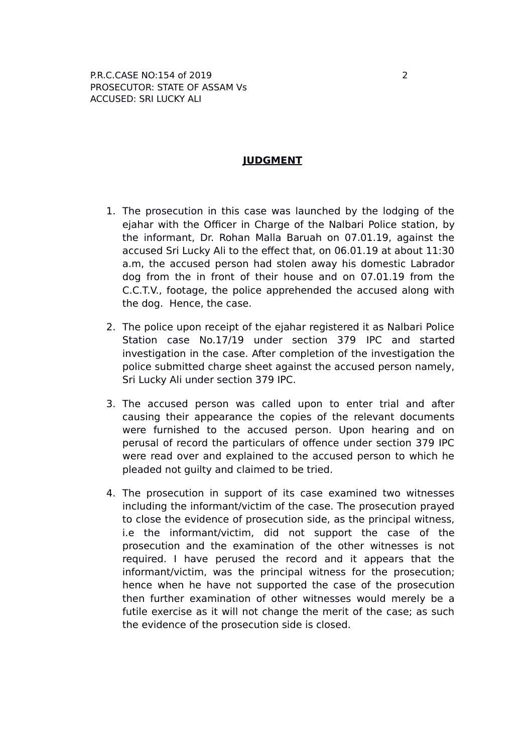## JUDGMENT

1. The prosecution in this case was launched by the lodging of the ejahar with the Officer in Charge of the Nalbari Police station, by the informant, Dr. Rohan Malla Baruah on 07.01.19, against the accused Sri Lucky Ali to the effect that, on 06.01.19 at about 11:30 a.m, the accused person had stolen away his domestic Labrador dog from the in front of their house and on 07.01.19 from the C.C.T.V., footage, the police apprehended the accused along with the dog. Hence, the case.

2. The police upon receipt of the ejahar registered it as Nalbari Police Station case No.17/19 under section 379 IPC and started investigation in the case. After completion of the investigation the police submitted charge sheet against the accused person namely, Sri Lucky Ali under section 379 IPC.

3. The accused person was called upon to enter trial and after causing their appearance the copies of the relevant documents were furnished to the accused person. Upon hearing and on perusal of record the particulars of offence under section 379 IPC were read over and explained to the accused person to which he pleaded not guilty and claimed to be tried.

4. The prosecution in support of its case examined two witnesses including the informant/victim of the case. The prosecution prayed to close the evidence of prosecution side, as the principal witness, i.e the informant/victim, did not support the case of the prosecution and the examination of the other witnesses is not required. I have perused the record and it appears that the informant/victim, was the principal witness for the prosecution; hence when he have not supported the case of the prosecution then further examination of other witnesses would merely be a futile exercise as it will not change the merit of the case; as such the evidence of the prosecution side is closed.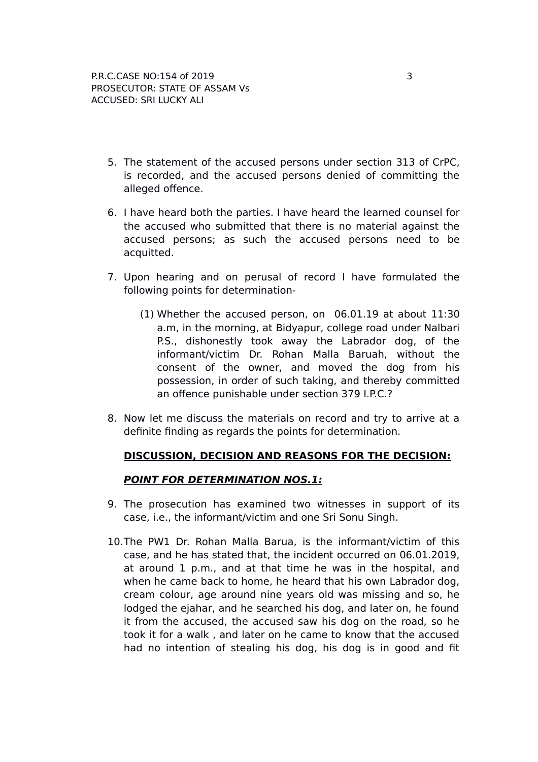5. The statement of the accused persons under section 313 of CrPC, is recorded, and the accused persons denied of committing the alleged offence.

6. I have heard both the parties. I have heard the learned counsel for the accused who submitted that there is no material against the accused persons; as such the accused persons need to be acquitted.

7. Upon hearing and on perusal of record I have formulated the following points for determination-

   (1) Whether the accused person, on 06.01.19 at about 11:30 a.m, in the morning, at Bidyapur, college road under Nalbari P.S., dishonestly took away the Labrador dog, of the informant/victim Dr. Rohan Malla Baruah, without the consent of the owner, and moved the dog from his possession, in order of such taking, and thereby committed an offence punishable under section 379 I.P.C.?

8. Now let me discuss the materials on record and try to arrive at a definite finding as regards the points for determination.

**<u>DISCUSSION, DECISION AND REASONS FOR THE DECISION:</u>**

***<u>POINT FOR DETERMINATION NOS.1:</u>***

9. The prosecution has examined two witnesses in support of its case, i.e., the informant/victim and one Sri Sonu Singh.

10. The PW1 Dr. Rohan Malla Barua, is the informant/victim of this case, and he has stated that, the incident occurred on 06.01.2019, at around 1 p.m., and at that time he was in the hospital, and when he came back to home, he heard that his own Labrador dog, cream colour, age around nine years old was missing and so, he lodged the ejahar, and he searched his dog, and later on, he found it from the accused, the accused saw his dog on the road, so he took it for a walk , and later on he came to know that the accused had no intention of stealing his dog, his dog is in good and fit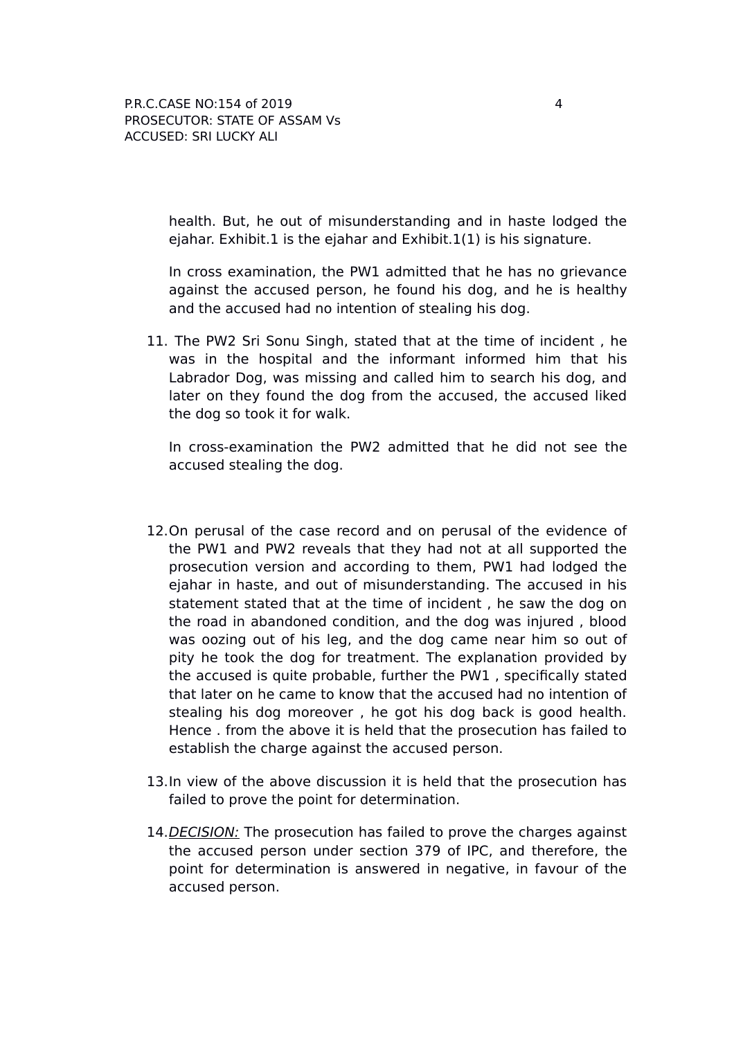health. But, he out of misunderstanding and in haste lodged the ejahar. Exhibit.1 is the ejahar and Exhibit.1(1) is his signature.

In cross examination, the PW1 admitted that he has no grievance against the accused person, he found his dog, and he is healthy and the accused had no intention of stealing his dog.

11. The PW2 Sri Sonu Singh, stated that at the time of incident , he was in the hospital and the informant informed him that his Labrador Dog, was missing and called him to search his dog, and later on they found the dog from the accused, the accused liked the dog so took it for walk.

    In cross-examination the PW2 admitted that he did not see the accused stealing the dog.

12. On perusal of the case record and on perusal of the evidence of the PW1 and PW2 reveals that they had not at all supported the prosecution version and according to them, PW1 had lodged the ejahar in haste, and out of misunderstanding. The accused in his statement stated that at the time of incident , he saw the dog on the road in abandoned condition, and the dog was injured , blood was oozing out of his leg, and the dog came near him so out of pity he took the dog for treatment. The explanation provided by the accused is quite probable, further the PW1 , specifically stated that later on he came to know that the accused had no intention of stealing his dog moreover , he got his dog back is good health. Hence . from the above it is held that the prosecution has failed to establish the charge against the accused person.

13. In view of the above discussion it is held that the prosecution has failed to prove the point for determination.

14. *<u>DECISION:</u>* The prosecution has failed to prove the charges against the accused person under section 379 of IPC, and therefore, the point for determination is answered in negative, in favour of the accused person.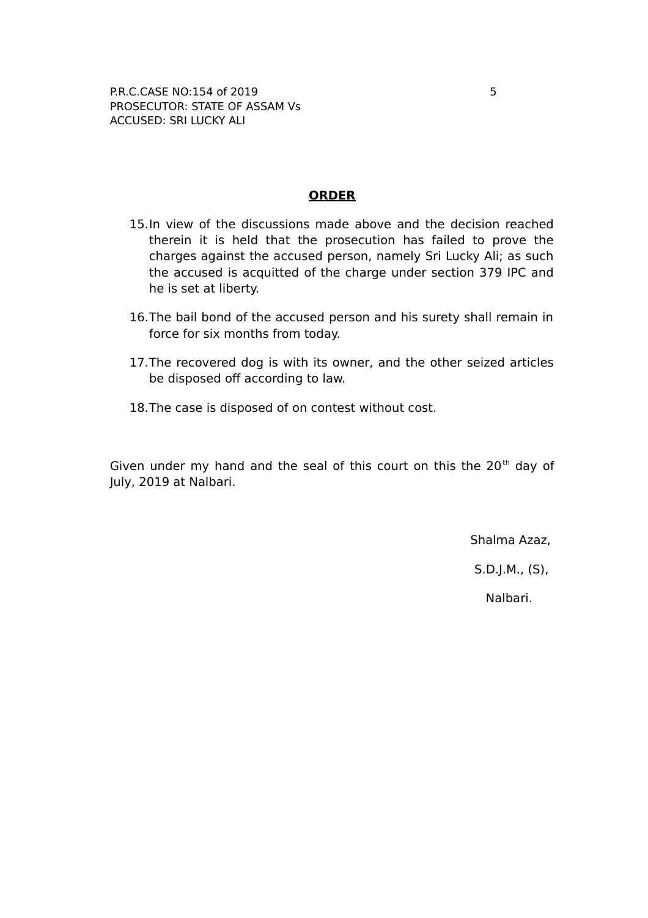## ORDER

15. In view of the discussions made above and the decision reached therein it is held that the prosecution has failed to prove the charges against the accused person, namely Sri Lucky Ali; as such the accused is acquitted of the charge under section 379 IPC and he is set at liberty.

16. The bail bond of the accused person and his surety shall remain in force for six months from today.

17. The recovered dog is with its owner, and the other seized articles be disposed off according to law.

18. The case is disposed of on contest without cost.

Given under my hand and the seal of this court on this the 20th day of July, 2019 at Nalbari.

Shalma Azaz,

S.D.J.M., (S),

Nalbari.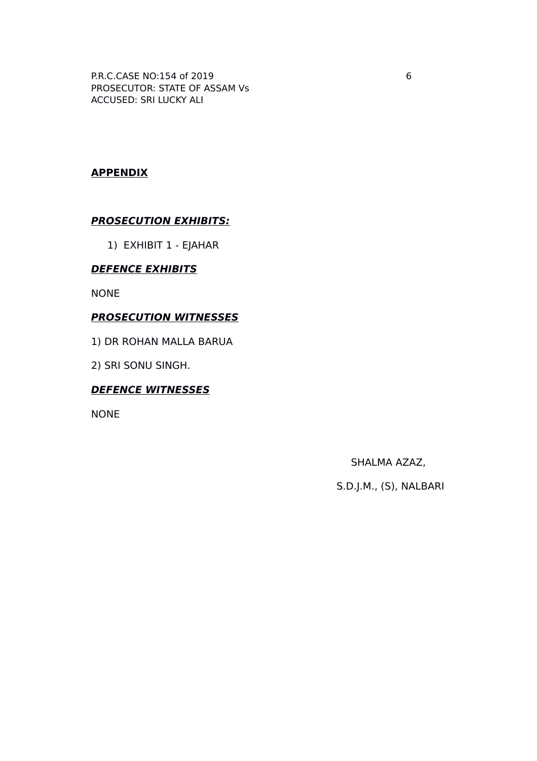**APPENDIX**

***PROSECUTION EXHIBITS:***

1) EXHIBIT 1 - EJAHAR

***DEFENCE EXHIBITS***

NONE

***PROSECUTION WITNESSES***

1) DR ROHAN MALLA BARUA

2) SRI SONU SINGH.

***DEFENCE WITNESSES***

NONE

SHALMA AZAZ,

S.D.J.M., (S), NALBARI